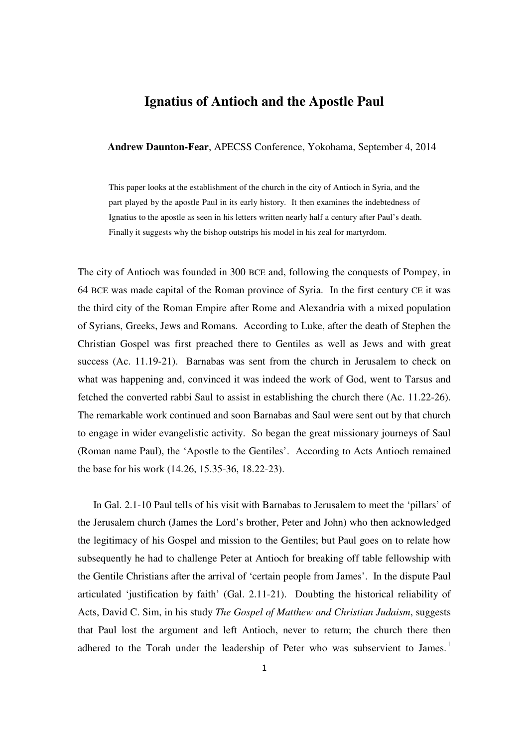# Ignatius of Antioch and the Apostle Paul

**Andrew Daunton-Fear**, APECSS Conference, Yokohama, September 4, 2014

> This paper looks at the establishment of the church in the city of Antioch in Syria, and the part played by the apostle Paul in its early history. It then examines the indebtedness of Ignatius to the apostle as seen in his letters written nearly half a century after Paul's death. Finally it suggests why the bishop outstrips his model in his zeal for martyrdom.

The city of Antioch was founded in 300 BCE and, following the conquests of Pompey, in 64 BCE was made capital of the Roman province of Syria. In the first century CE it was the third city of the Roman Empire after Rome and Alexandria with a mixed population of Syrians, Greeks, Jews and Romans. According to Luke, after the death of Stephen the Christian Gospel was first preached there to Gentiles as well as Jews and with great success (Ac. 11.19-21). Barnabas was sent from the church in Jerusalem to check on what was happening and, convinced it was indeed the work of God, went to Tarsus and fetched the converted rabbi Saul to assist in establishing the church there (Ac. 11.22-26). The remarkable work continued and soon Barnabas and Saul were sent out by that church to engage in wider evangelistic activity. So began the great missionary journeys of Saul (Roman name Paul), the 'Apostle to the Gentiles'. According to Acts Antioch remained the base for his work (14.26, 15.35-36, 18.22-23).

In Gal. 2.1-10 Paul tells of his visit with Barnabas to Jerusalem to meet the 'pillars' of the Jerusalem church (James the Lord's brother, Peter and John) who then acknowledged the legitimacy of his Gospel and mission to the Gentiles; but Paul goes on to relate how subsequently he had to challenge Peter at Antioch for breaking off table fellowship with the Gentile Christians after the arrival of 'certain people from James'. In the dispute Paul articulated 'justification by faith' (Gal. 2.11-21). Doubting the historical reliability of Acts, David C. Sim, in his study *The Gospel of Matthew and Christian Judaism*, suggests that Paul lost the argument and left Antioch, never to return; the church there then adhered to the Torah under the leadership of Peter who was subservient to James.[1]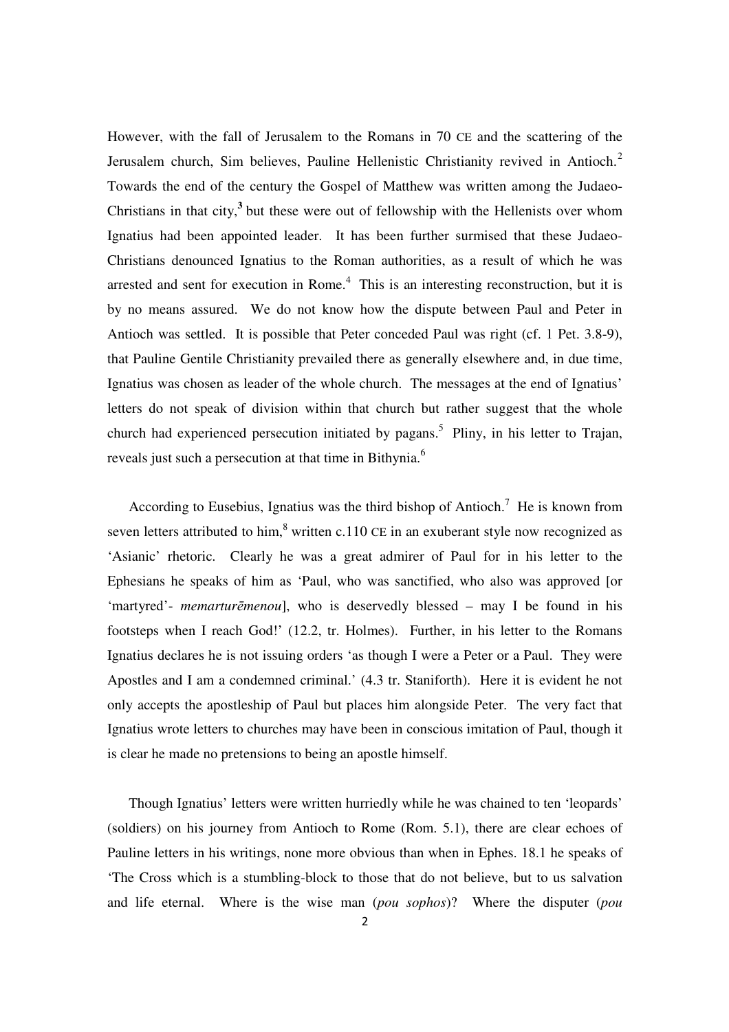However, with the fall of Jerusalem to the Romans in 70 CE and the scattering of the Jerusalem church, Sim believes, Pauline Hellenistic Christianity revived in Antioch.[2] Towards the end of the century the Gospel of Matthew was written among the Judaeo-Christians in that city,[3] but these were out of fellowship with the Hellenists over whom Ignatius had been appointed leader. It has been further surmised that these Judaeo-Christians denounced Ignatius to the Roman authorities, as a result of which he was arrested and sent for execution in Rome.[4] This is an interesting reconstruction, but it is by no means assured. We do not know how the dispute between Paul and Peter in Antioch was settled. It is possible that Peter conceded Paul was right (cf. 1 Pet. 3.8-9), that Pauline Gentile Christianity prevailed there as generally elsewhere and, in due time, Ignatius was chosen as leader of the whole church. The messages at the end of Ignatius' letters do not speak of division within that church but rather suggest that the whole church had experienced persecution initiated by pagans.[5] Pliny, in his letter to Trajan, reveals just such a persecution at that time in Bithynia.[6]

According to Eusebius, Ignatius was the third bishop of Antioch.[7] He is known from seven letters attributed to him,[8] written c.110 CE in an exuberant style now recognized as 'Asianic' rhetoric. Clearly he was a great admirer of Paul for in his letter to the Ephesians he speaks of him as 'Paul, who was sanctified, who also was approved [or 'martyred'- *memarturēmenou*], who is deservedly blessed – may I be found in his footsteps when I reach God!' (12.2, tr. Holmes). Further, in his letter to the Romans Ignatius declares he is not issuing orders 'as though I were a Peter or a Paul. They were Apostles and I am a condemned criminal.' (4.3 tr. Staniforth). Here it is evident he not only accepts the apostleship of Paul but places him alongside Peter. The very fact that Ignatius wrote letters to churches may have been in conscious imitation of Paul, though it is clear he made no pretensions to being an apostle himself.

Though Ignatius' letters were written hurriedly while he was chained to ten 'leopards' (soldiers) on his journey from Antioch to Rome (Rom. 5.1), there are clear echoes of Pauline letters in his writings, none more obvious than when in Ephes. 18.1 he speaks of 'The Cross which is a stumbling-block to those that do not believe, but to us salvation and life eternal. Where is the wise man (*pou sophos*)? Where the disputer (*pou*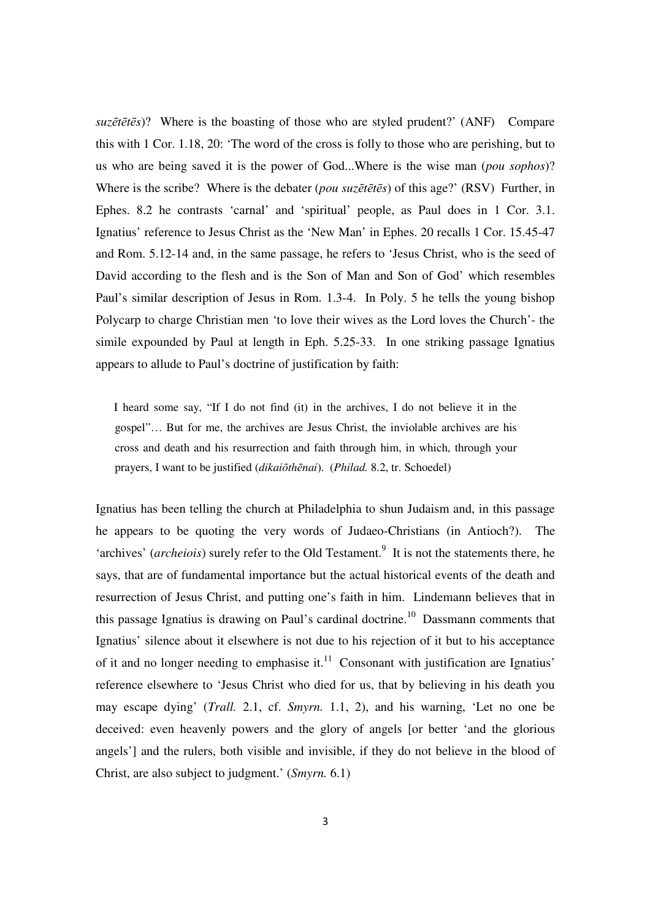*suzētētēs*)? Where is the boasting of those who are styled prudent?' (ANF) Compare this with 1 Cor. 1.18, 20: 'The word of the cross is folly to those who are perishing, but to us who are being saved it is the power of God...Where is the wise man (*pou sophos*)? Where is the scribe? Where is the debater (*pou suzētētēs*) of this age?' (RSV) Further, in Ephes. 8.2 he contrasts 'carnal' and 'spiritual' people, as Paul does in 1 Cor. 3.1. Ignatius' reference to Jesus Christ as the 'New Man' in Ephes. 20 recalls 1 Cor. 15.45-47 and Rom. 5.12-14 and, in the same passage, he refers to 'Jesus Christ, who is the seed of David according to the flesh and is the Son of Man and Son of God' which resembles Paul's similar description of Jesus in Rom. 1.3-4. In Poly. 5 he tells the young bishop Polycarp to charge Christian men 'to love their wives as the Lord loves the Church'- the simile expounded by Paul at length in Eph. 5.25-33. In one striking passage Ignatius appears to allude to Paul's doctrine of justification by faith:

> I heard some say, "If I do not find (it) in the archives, I do not believe it in the gospel"… But for me, the archives are Jesus Christ, the inviolable archives are his cross and death and his resurrection and faith through him, in which, through your prayers, I want to be justified (*dikaiōthēnai*). (*Philad.* 8.2, tr. Schoedel)

Ignatius has been telling the church at Philadelphia to shun Judaism and, in this passage he appears to be quoting the very words of Judaeo-Christians (in Antioch?). The 'archives' (*archeiois*) surely refer to the Old Testament.[9] It is not the statements there, he says, that are of fundamental importance but the actual historical events of the death and resurrection of Jesus Christ, and putting one's faith in him. Lindemann believes that in this passage Ignatius is drawing on Paul's cardinal doctrine.[10] Dassmann comments that Ignatius' silence about it elsewhere is not due to his rejection of it but to his acceptance of it and no longer needing to emphasise it.[11] Consonant with justification are Ignatius' reference elsewhere to 'Jesus Christ who died for us, that by believing in his death you may escape dying' (*Trall.* 2.1, cf. *Smyrn.* 1.1, 2), and his warning, 'Let no one be deceived: even heavenly powers and the glory of angels [or better 'and the glorious angels'] and the rulers, both visible and invisible, if they do not believe in the blood of Christ, are also subject to judgment.' (*Smyrn.* 6.1)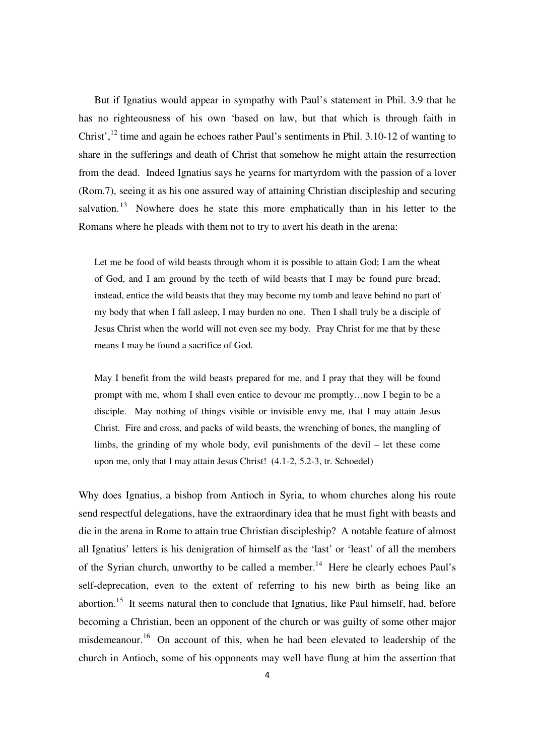But if Ignatius would appear in sympathy with Paul's statement in Phil. 3.9 that he has no righteousness of his own 'based on law, but that which is through faith in Christ',[12] time and again he echoes rather Paul's sentiments in Phil. 3.10-12 of wanting to share in the sufferings and death of Christ that somehow he might attain the resurrection from the dead. Indeed Ignatius says he yearns for martyrdom with the passion of a lover (Rom.7), seeing it as his one assured way of attaining Christian discipleship and securing salvation.[13] Nowhere does he state this more emphatically than in his letter to the Romans where he pleads with them not to try to avert his death in the arena:

> Let me be food of wild beasts through whom it is possible to attain God; I am the wheat of God, and I am ground by the teeth of wild beasts that I may be found pure bread; instead, entice the wild beasts that they may become my tomb and leave behind no part of my body that when I fall asleep, I may burden no one. Then I shall truly be a disciple of Jesus Christ when the world will not even see my body. Pray Christ for me that by these means I may be found a sacrifice of God.
>
> May I benefit from the wild beasts prepared for me, and I pray that they will be found prompt with me, whom I shall even entice to devour me promptly…now I begin to be a disciple. May nothing of things visible or invisible envy me, that I may attain Jesus Christ. Fire and cross, and packs of wild beasts, the wrenching of bones, the mangling of limbs, the grinding of my whole body, evil punishments of the devil – let these come upon me, only that I may attain Jesus Christ! (4.1-2, 5.2-3, tr. Schoedel)

Why does Ignatius, a bishop from Antioch in Syria, to whom churches along his route send respectful delegations, have the extraordinary idea that he must fight with beasts and die in the arena in Rome to attain true Christian discipleship? A notable feature of almost all Ignatius' letters is his denigration of himself as the 'last' or 'least' of all the members of the Syrian church, unworthy to be called a member.[14] Here he clearly echoes Paul's self-deprecation, even to the extent of referring to his new birth as being like an abortion.[15] It seems natural then to conclude that Ignatius, like Paul himself, had, before becoming a Christian, been an opponent of the church or was guilty of some other major misdemeanour.[16] On account of this, when he had been elevated to leadership of the church in Antioch, some of his opponents may well have flung at him the assertion that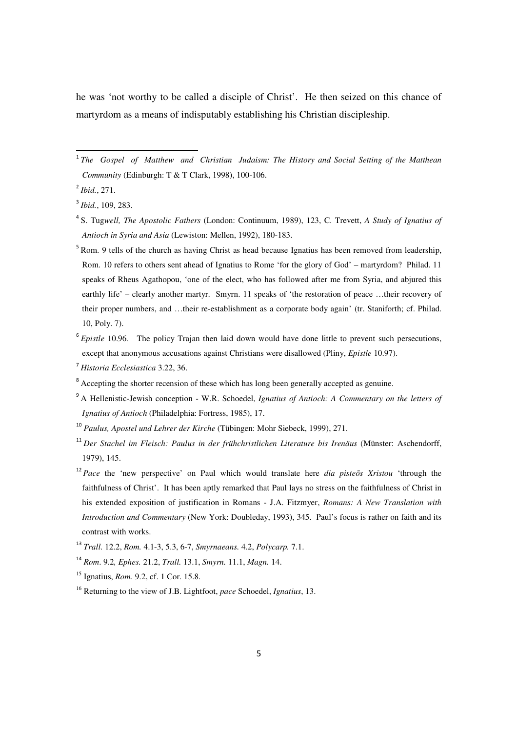he was 'not worthy to be called a disciple of Christ'. He then seized on this chance of martyrdom as a means of indisputably establishing his Christian discipleship.

---

[1] *The Gospel of Matthew and Christian Judaism: The History and Social Setting of the Matthean Community* (Edinburgh: T & T Clark, 1998), 100-106.

[2] *Ibid.*, 271.

[3] *Ibid.*, 109, 283.

[4] S. Tug*well, The Apostolic Fathers* (London: Continuum, 1989), 123, C. Trevett, *A Study of Ignatius of Antioch in Syria and Asia* (Lewiston: Mellen, 1992), 180-183.

[5] Rom. 9 tells of the church as having Christ as head because Ignatius has been removed from leadership, Rom. 10 refers to others sent ahead of Ignatius to Rome 'for the glory of God' – martyrdom? Philad. 11 speaks of Rheus Agathopou, 'one of the elect, who has followed after me from Syria, and abjured this earthly life' – clearly another martyr. Smyrn. 11 speaks of 'the restoration of peace …their recovery of their proper numbers, and …their re-establishment as a corporate body again' (tr. Staniforth; cf. Philad. 10, Poly. 7).

[6] *Epistle* 10.96. The policy Trajan then laid down would have done little to prevent such persecutions, except that anonymous accusations against Christians were disallowed (Pliny, *Epistle* 10.97).

[7] *Historia Ecclesiastica* 3.22, 36.

[8] Accepting the shorter recension of these which has long been generally accepted as genuine.

[9] A Hellenistic-Jewish conception - W.R. Schoedel, *Ignatius of Antioch: A Commentary on the letters of Ignatius of Antioch* (Philadelphia: Fortress, 1985), 17.

[10] *Paulus, Apostel und Lehrer der Kirche* (Tübingen: Mohr Siebeck, 1999), 271.

[11] *Der Stachel im Fleisch: Paulus in der frühchristlichen Literature bis Irenäus* (Münster: Aschendorff, 1979), 145.

[12] *Pace* the 'new perspective' on Paul which would translate here *dia pisteōs Xristou* 'through the faithfulness of Christ'. It has been aptly remarked that Paul lays no stress on the faithfulness of Christ in his extended exposition of justification in Romans - J.A. Fitzmyer, *Romans: A New Translation with Introduction and Commentary* (New York: Doubleday, 1993), 345. Paul's focus is rather on faith and its contrast with works.

[13] *Trall.* 12.2, *Rom.* 4.1-3, 5.3, 6-7, *Smyrnaeans.* 4.2, *Polycarp.* 7.1.

[14] *Rom*. 9.2*, Ephes.* 21.2, *Trall.* 13.1, *Smyrn.* 11.1, *Magn.* 14.

[15] Ignatius, *Rom*. 9.2, cf. 1 Cor. 15.8.

[16] Returning to the view of J.B. Lightfoot, *pace* Schoedel, *Ignatius*, 13.